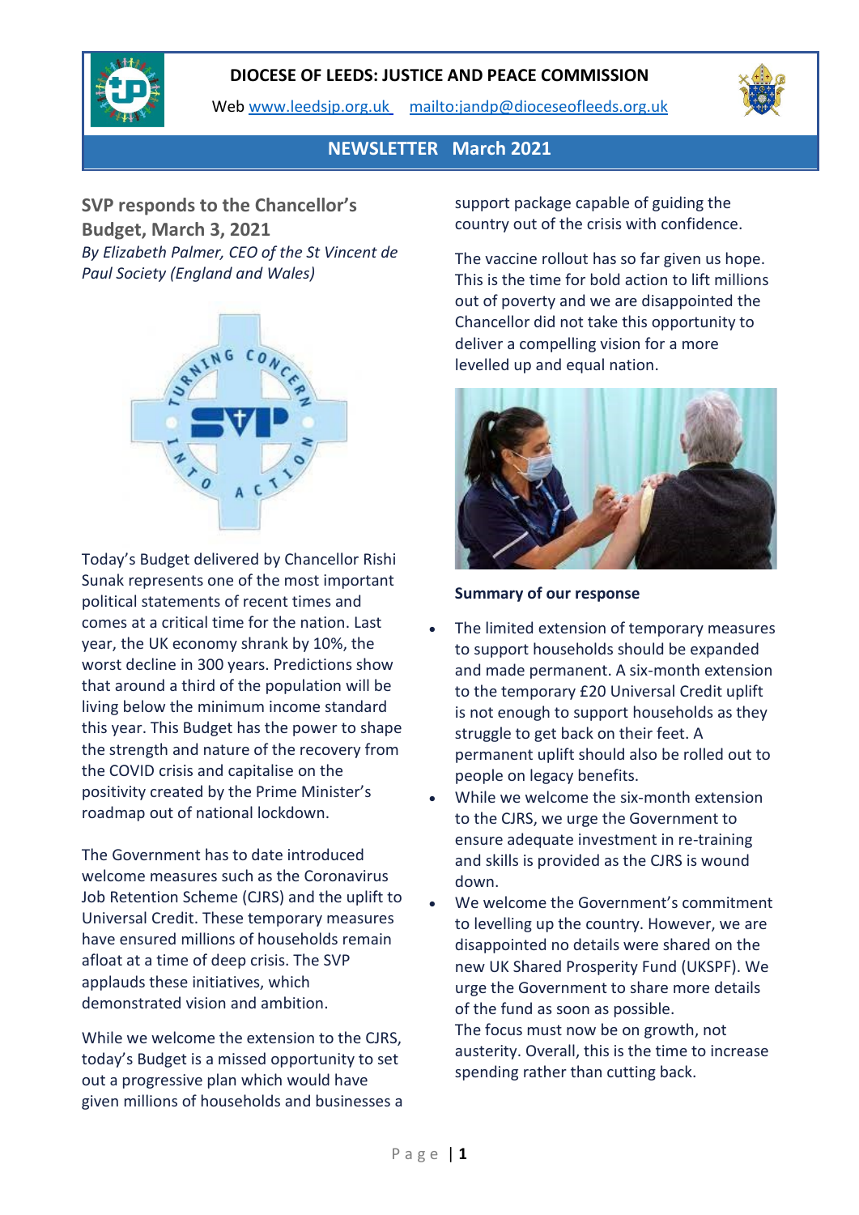**DIOCESE OF LEEDS: JUSTICE AND PEACE COMMISSION**

Web www.leedsjp.org.uk mailto:jandp@dioceseofleeds.org.uk

**NEWSLETTER March 2021**

## SVP responds to the Chancellor's Budget, March 3, 2021

*By Elizabeth Palmer, CEO of the St Vincent de Paul Society (England and Wales)*

Today's Budget delivered by Chancellor Rishi Sunak represents one of the most important political statements of recent times and comes at a critical time for the nation. Last year, the UK economy shrank by 10%, the worst decline in 300 years. Predictions show that around a third of the population will be living below the minimum income standard this year. This Budget has the power to shape the strength and nature of the recovery from the COVID crisis and capitalise on the positivity created by the Prime Minister's roadmap out of national lockdown.

The Government has to date introduced welcome measures such as the Coronavirus Job Retention Scheme (CJRS) and the uplift to Universal Credit. These temporary measures have ensured millions of households remain afloat at a time of deep crisis. The SVP applauds these initiatives, which demonstrated vision and ambition.

While we welcome the extension to the CJRS, today's Budget is a missed opportunity to set out a progressive plan which would have given millions of households and businesses a support package capable of guiding the country out of the crisis with confidence.

The vaccine rollout has so far given us hope. This is the time for bold action to lift millions out of poverty and we are disappointed the Chancellor did not take this opportunity to deliver a compelling vision for a more levelled up and equal nation.

**Summary of our response**

- The limited extension of temporary measures to support households should be expanded and made permanent. A six-month extension to the temporary £20 Universal Credit uplift is not enough to support households as they struggle to get back on their feet. A permanent uplift should also be rolled out to people on legacy benefits.
- While we welcome the six-month extension to the CJRS, we urge the Government to ensure adequate investment in re-training and skills is provided as the CJRS is wound down.
- We welcome the Government's commitment to levelling up the country. However, we are disappointed no details were shared on the new UK Shared Prosperity Fund (UKSPF). We urge the Government to share more details of the fund as soon as possible.

The focus must now be on growth, not austerity. Overall, this is the time to increase spending rather than cutting back.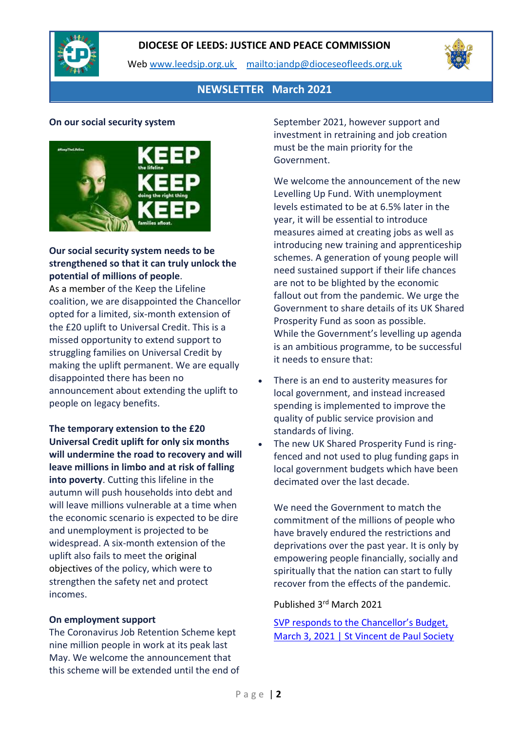**DIOCESE OF LEEDS: JUSTICE AND PEACE COMMISSION**

Web [www.leedsjp.org.uk](http://www.leedsjp.org.uk) [mailto:jandp@dioceseofleeds.org.uk](mailto:jandp@dioceseofleeds.org.uk)

**NEWSLETTER March 2021**

**On our social security system**

**Our social security system needs to be strengthened so that it can truly unlock the potential of millions of people.**

As a member of the Keep the Lifeline coalition, we are disappointed the Chancellor opted for a limited, six-month extension of the £20 uplift to Universal Credit. This is a missed opportunity to extend support to struggling families on Universal Credit by making the uplift permanent. We are equally disappointed there has been no announcement about extending the uplift to people on legacy benefits.

**The temporary extension to the £20 Universal Credit uplift for only six months will undermine the road to recovery and will leave millions in limbo and at risk of falling into poverty**. Cutting this lifeline in the autumn will push households into debt and will leave millions vulnerable at a time when the economic scenario is expected to be dire and unemployment is projected to be widespread. A six-month extension of the uplift also fails to meet the original objectives of the policy, which were to strengthen the safety net and protect incomes.

**On employment support**

The Coronavirus Job Retention Scheme kept nine million people in work at its peak last May. We welcome the announcement that this scheme will be extended until the end of September 2021, however support and investment in retraining and job creation must be the main priority for the Government.

We welcome the announcement of the new Levelling Up Fund. With unemployment levels estimated to be at 6.5% later in the year, it will be essential to introduce measures aimed at creating jobs as well as introducing new training and apprenticeship schemes. A generation of young people will need sustained support if their life chances are not to be blighted by the economic fallout out from the pandemic. We urge the Government to share details of its UK Shared Prosperity Fund as soon as possible.

While the Government's levelling up agenda is an ambitious programme, to be successful it needs to ensure that:

- There is an end to austerity measures for local government, and instead increased spending is implemented to improve the quality of public service provision and standards of living.
- The new UK Shared Prosperity Fund is ring-fenced and not used to plug funding gaps in local government budgets which have been decimated over the last decade.

We need the Government to match the commitment of the millions of people who have bravely endured the restrictions and deprivations over the past year. It is only by empowering people financially, socially and spiritually that the nation can start to fully recover from the effects of the pandemic.

Published 3rd March 2021

[SVP responds to the Chancellor's Budget, March 3, 2021 | St Vincent de Paul Society]()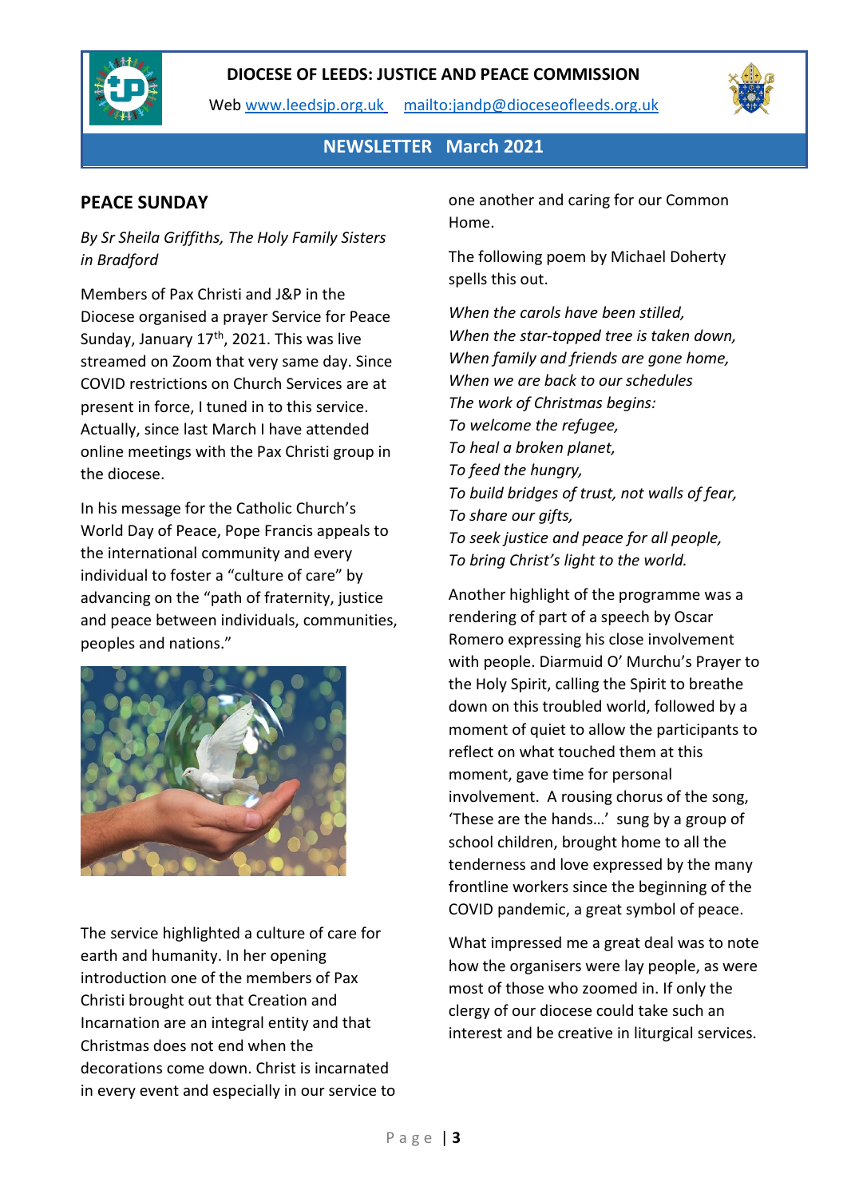**DIOCESE OF LEEDS: JUSTICE AND PEACE COMMISSION**

Web www.leedsjp.org.uk mailto:jandp@dioceseofleeds.org.uk

**NEWSLETTER March 2021**

## PEACE SUNDAY

*By Sr Sheila Griffiths, The Holy Family Sisters in Bradford*

Members of Pax Christi and J&P in the Diocese organised a prayer Service for Peace Sunday, January 17th, 2021. This was live streamed on Zoom that very same day. Since COVID restrictions on Church Services are at present in force, I tuned in to this service. Actually, since last March I have attended online meetings with the Pax Christi group in the diocese.

In his message for the Catholic Church's World Day of Peace, Pope Francis appeals to the international community and every individual to foster a "culture of care" by advancing on the "path of fraternity, justice and peace between individuals, communities, peoples and nations."

The service highlighted a culture of care for earth and humanity. In her opening introduction one of the members of Pax Christi brought out that Creation and Incarnation are an integral entity and that Christmas does not end when the decorations come down. Christ is incarnated in every event and especially in our service to one another and caring for our Common Home.

The following poem by Michael Doherty spells this out.

*When the carols have been stilled,*
*When the star-topped tree is taken down,*
*When family and friends are gone home,*
*When we are back to our schedules*
*The work of Christmas begins:*
*To welcome the refugee,*
*To heal a broken planet,*
*To feed the hungry,*
*To build bridges of trust, not walls of fear,*
*To share our gifts,*
*To seek justice and peace for all people,*
*To bring Christ's light to the world.*

Another highlight of the programme was a rendering of part of a speech by Oscar Romero expressing his close involvement with people. Diarmuid O' Murchu's Prayer to the Holy Spirit, calling the Spirit to breathe down on this troubled world, followed by a moment of quiet to allow the participants to reflect on what touched them at this moment, gave time for personal involvement. A rousing chorus of the song, 'These are the hands…' sung by a group of school children, brought home to all the tenderness and love expressed by the many frontline workers since the beginning of the COVID pandemic, a great symbol of peace.

What impressed me a great deal was to note how the organisers were lay people, as were most of those who zoomed in. If only the clergy of our diocese could take such an interest and be creative in liturgical services.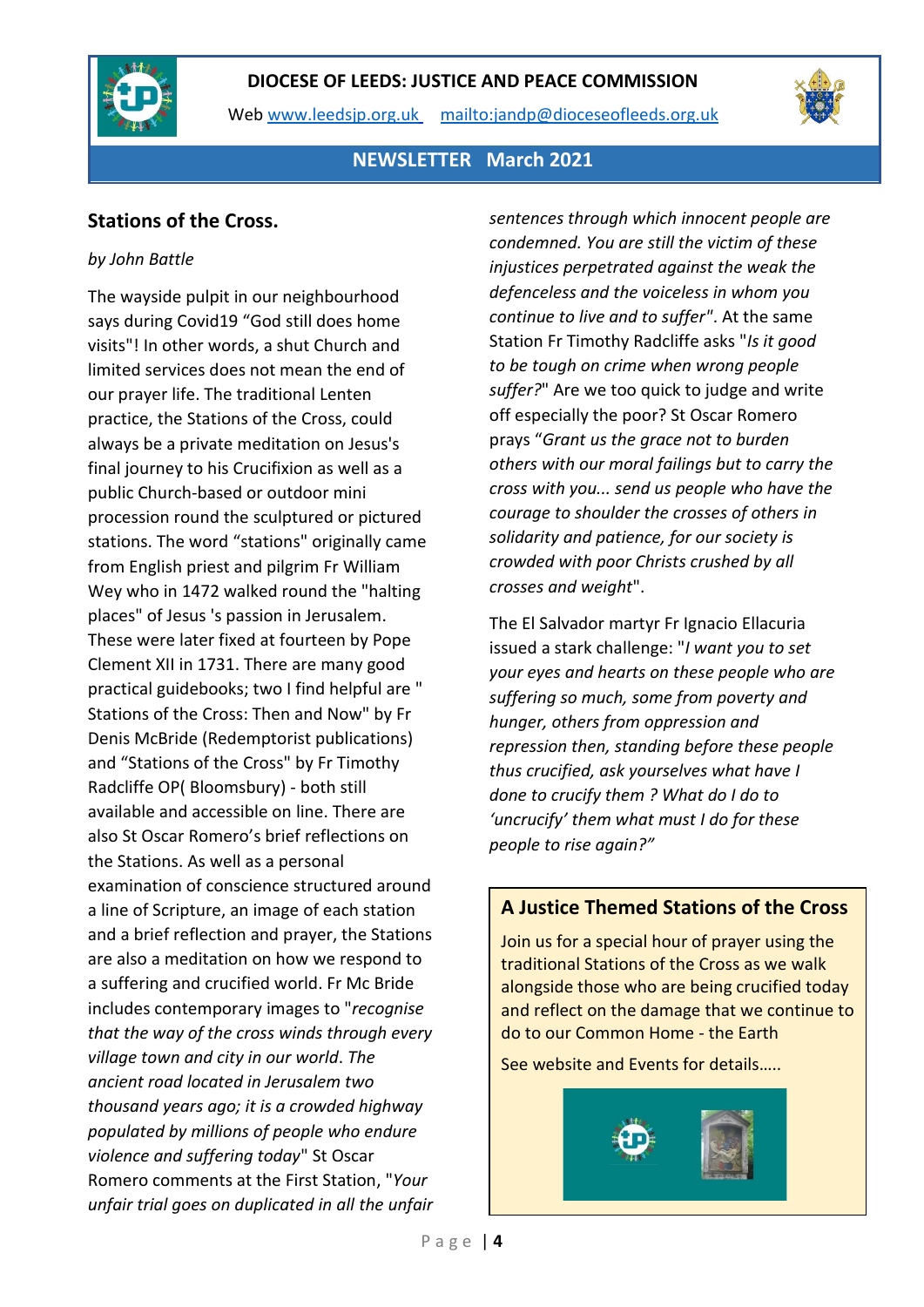**DIOCESE OF LEEDS: JUSTICE AND PEACE COMMISSION**

Web www.leedsjp.org.uk  mailto:jandp@dioceseofleeds.org.uk

**NEWSLETTER March 2021**

## Stations of the Cross.

*by John Battle*

The wayside pulpit in our neighbourhood says during Covid19 “God still does home visits"! In other words, a shut Church and limited services does not mean the end of our prayer life. The traditional Lenten practice, the Stations of the Cross, could always be a private meditation on Jesus's final journey to his Crucifixion as well as a public Church-based or outdoor mini procession round the sculptured or pictured stations. The word “stations" originally came from English priest and pilgrim Fr William Wey who in 1472 walked round the "halting places" of Jesus 's passion in Jerusalem. These were later fixed at fourteen by Pope Clement XII in 1731. There are many good practical guidebooks; two I find helpful are " Stations of the Cross: Then and Now" by Fr Denis McBride (Redemptorist publications) and “Stations of the Cross" by Fr Timothy Radcliffe OP( Bloomsbury) - both still available and accessible on line. There are also St Oscar Romero’s brief reflections on the Stations. As well as a personal examination of conscience structured around a line of Scripture, an image of each station and a brief reflection and prayer, the Stations are also a meditation on how we respond to a suffering and crucified world. Fr Mc Bride includes contemporary images to "*recognise that the way of the cross winds through every village town and city in our world. The ancient road located in Jerusalem two thousand years ago; it is a crowded highway populated by millions of people who endure violence and suffering today*" St Oscar Romero comments at the First Station, "*Your unfair trial goes on duplicated in all the unfair sentences through which innocent people are condemned. You are still the victim of these injustices perpetrated against the weak the defenceless and the voiceless in whom you continue to live and to suffer*". At the same Station Fr Timothy Radcliffe asks "*Is it good to be tough on crime when wrong people suffer?*" Are we too quick to judge and write off especially the poor? St Oscar Romero prays “*Grant us the grace not to burden others with our moral failings but to carry the cross with you... send us people who have the courage to shoulder the crosses of others in solidarity and patience, for our society is crowded with poor Christs crushed by all crosses and weight*".

The El Salvador martyr Fr Ignacio Ellacuria issued a stark challenge: "*I want you to set your eyes and hearts on these people who are suffering so much, some from poverty and hunger, others from oppression and repression then, standing before these people thus crucified, ask yourselves what have I done to crucify them ? What do I do to ‘uncrucify’ them what must I do for these people to rise again?”*

### A Justice Themed Stations of the Cross

Join us for a special hour of prayer using the traditional Stations of the Cross as we walk alongside those who are being crucified today and reflect on the damage that we continue to do to our Common Home - the Earth

See website and Events for details…..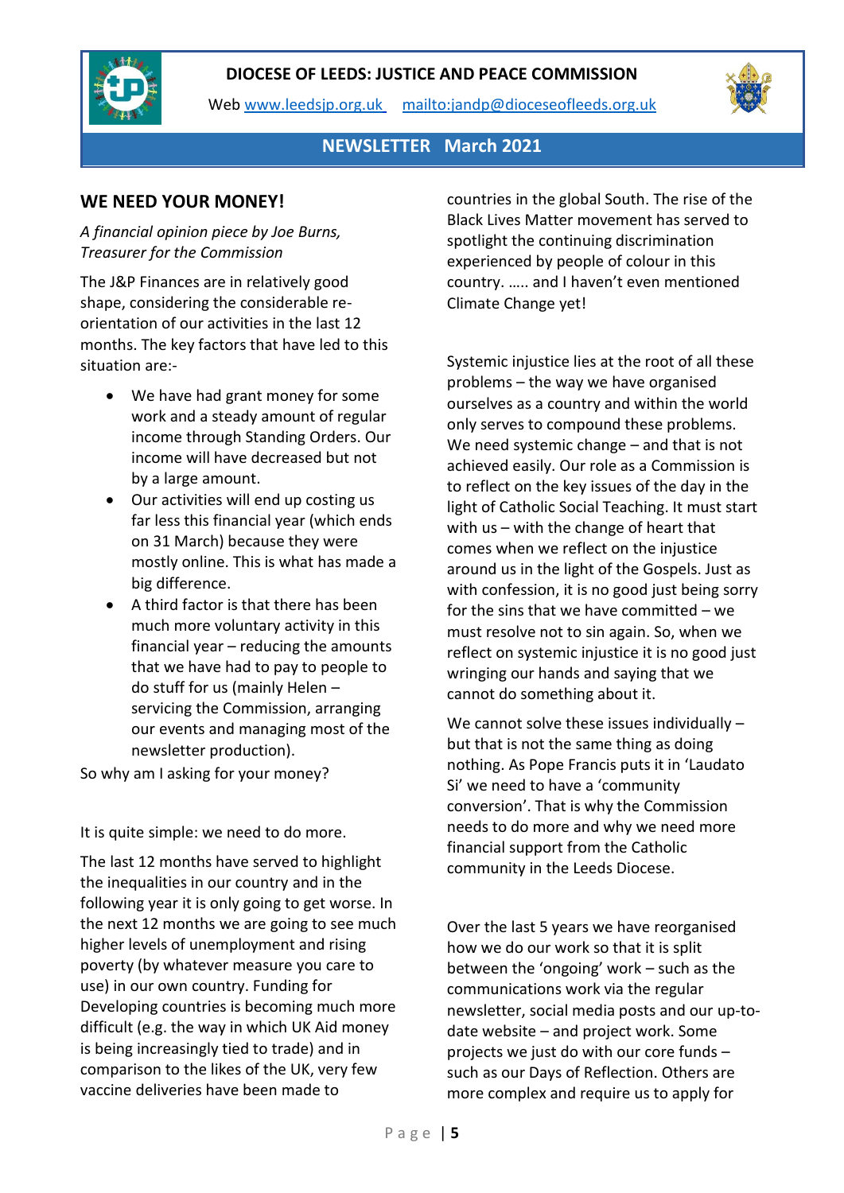# DIOCESE OF LEEDS: JUSTICE AND PEACE COMMISSION

Web [www.leedsjp.org.uk](http://www.leedsjp.org.uk) [mailto:jandp@dioceseofleeds.org.uk](mailto:jandp@dioceseofleeds.org.uk)

**NEWSLETTER March 2021**

## WE NEED YOUR MONEY!

*A financial opinion piece by Joe Burns, Treasurer for the Commission*

The J&P Finances are in relatively good shape, considering the considerable re-orientation of our activities in the last 12 months. The key factors that have led to this situation are:-

- We have had grant money for some work and a steady amount of regular income through Standing Orders. Our income will have decreased but not by a large amount.
- Our activities will end up costing us far less this financial year (which ends on 31 March) because they were mostly online. This is what has made a big difference.
- A third factor is that there has been much more voluntary activity in this financial year – reducing the amounts that we have had to pay to people to do stuff for us (mainly Helen – servicing the Commission, arranging our events and managing most of the newsletter production).

So why am I asking for your money?

It is quite simple: we need to do more.

The last 12 months have served to highlight the inequalities in our country and in the following year it is only going to get worse. In the next 12 months we are going to see much higher levels of unemployment and rising poverty (by whatever measure you care to use) in our own country. Funding for Developing countries is becoming much more difficult (e.g. the way in which UK Aid money is being increasingly tied to trade) and in comparison to the likes of the UK, very few vaccine deliveries have been made to countries in the global South. The rise of the Black Lives Matter movement has served to spotlight the continuing discrimination experienced by people of colour in this country. ….. and I haven't even mentioned Climate Change yet!

Systemic injustice lies at the root of all these problems – the way we have organised ourselves as a country and within the world only serves to compound these problems. We need systemic change – and that is not achieved easily. Our role as a Commission is to reflect on the key issues of the day in the light of Catholic Social Teaching. It must start with us – with the change of heart that comes when we reflect on the injustice around us in the light of the Gospels. Just as with confession, it is no good just being sorry for the sins that we have committed – we must resolve not to sin again. So, when we reflect on systemic injustice it is no good just wringing our hands and saying that we cannot do something about it.

We cannot solve these issues individually – but that is not the same thing as doing nothing. As Pope Francis puts it in 'Laudato Si' we need to have a 'community conversion'. That is why the Commission needs to do more and why we need more financial support from the Catholic community in the Leeds Diocese.

Over the last 5 years we have reorganised how we do our work so that it is split between the 'ongoing' work – such as the communications work via the regular newsletter, social media posts and our up-to-date website – and project work. Some projects we just do with our core funds – such as our Days of Reflection. Others are more complex and require us to apply for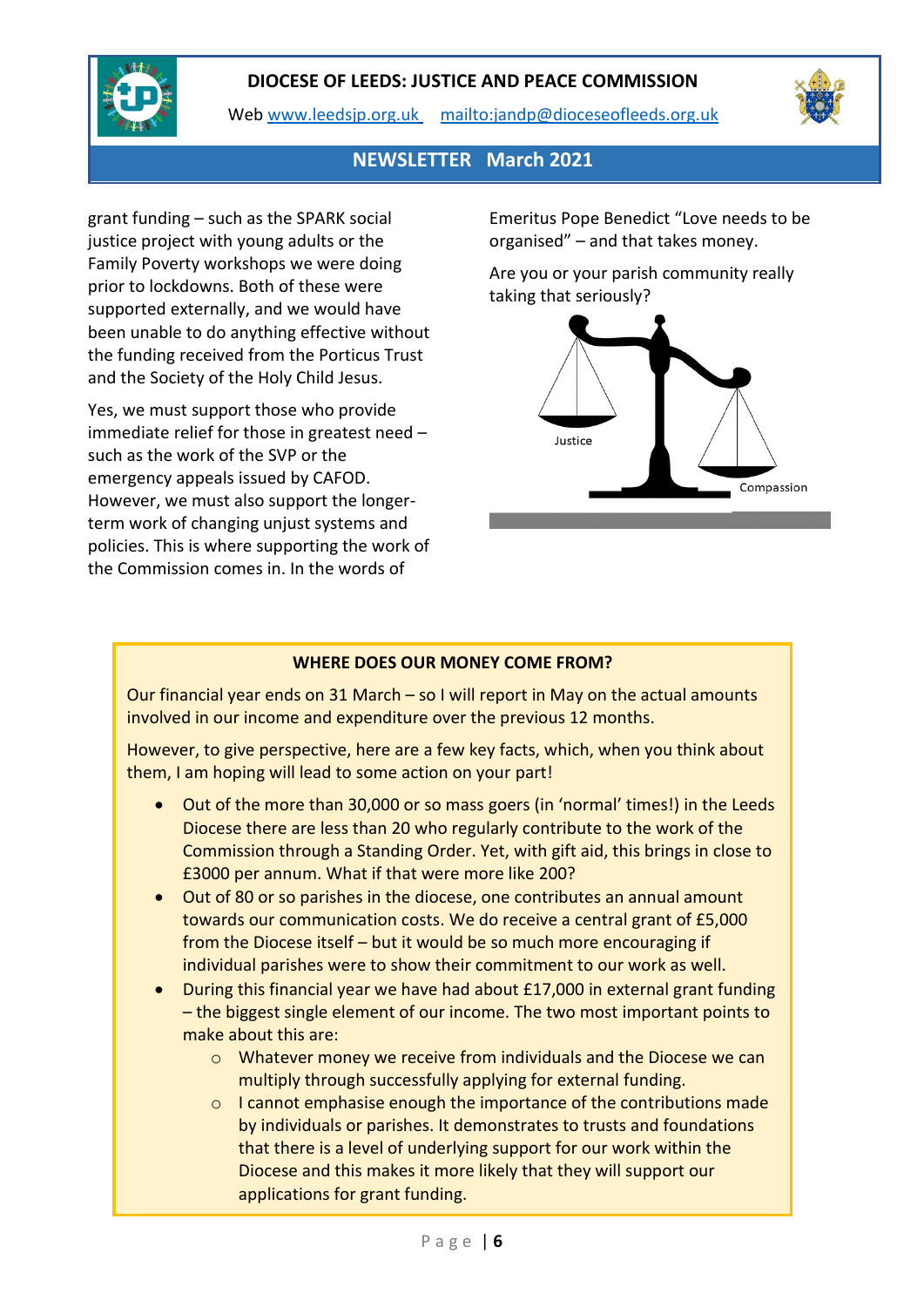grant funding – such as the SPARK social justice project with young adults or the Family Poverty workshops we were doing prior to lockdowns. Both of these were supported externally, and we would have been unable to do anything effective without the funding received from the Porticus Trust and the Society of the Holy Child Jesus.

Yes, we must support those who provide immediate relief for those in greatest need – such as the work of the SVP or the emergency appeals issued by CAFOD. However, we must also support the longer-term work of changing unjust systems and policies. This is where supporting the work of the Commission comes in. In the words of Emeritus Pope Benedict "Love needs to be organised" – and that takes money.

Are you or your parish community really taking that seriously?

Justice

Compassion

### WHERE DOES OUR MONEY COME FROM?

Our financial year ends on 31 March – so I will report in May on the actual amounts involved in our income and expenditure over the previous 12 months.

However, to give perspective, here are a few key facts, which, when you think about them, I am hoping will lead to some action on your part!

- Out of the more than 30,000 or so mass goers (in 'normal' times!) in the Leeds Diocese there are less than 20 who regularly contribute to the work of the Commission through a Standing Order. Yet, with gift aid, this brings in close to £3000 per annum. What if that were more like 200?
- Out of 80 or so parishes in the diocese, one contributes an annual amount towards our communication costs. We do receive a central grant of £5,000 from the Diocese itself – but it would be so much more encouraging if individual parishes were to show their commitment to our work as well.
- During this financial year we have had about £17,000 in external grant funding – the biggest single element of our income. The two most important points to make about this are:
    - Whatever money we receive from individuals and the Diocese we can multiply through successfully applying for external funding.
    - I cannot emphasise enough the importance of the contributions made by individuals or parishes. It demonstrates to trusts and foundations that there is a level of underlying support for our work within the Diocese and this makes it more likely that they will support our applications for grant funding.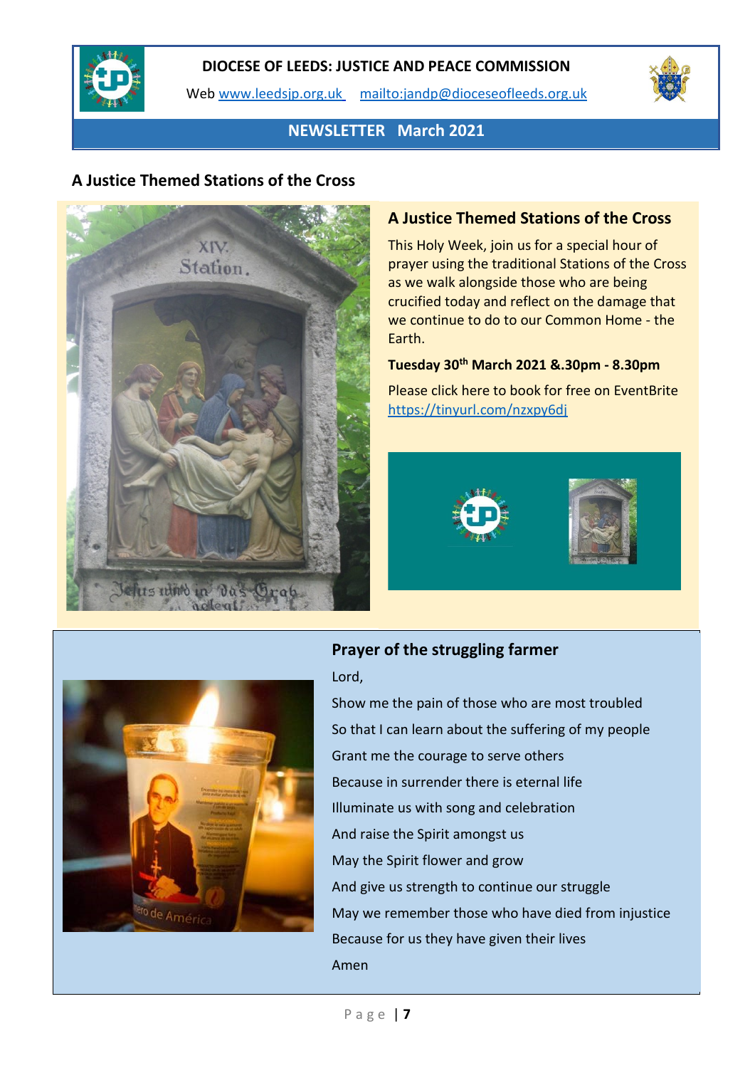DIOCESE OF LEEDS: JUSTICE AND PEACE COMMISSION

Web www.leedsjp.org.uk mailto:jandp@dioceseofleeds.org.uk

NEWSLETTER March 2021

## A Justice Themed Stations of the Cross

### A Justice Themed Stations of the Cross

This Holy Week, join us for a special hour of prayer using the traditional Stations of the Cross as we walk alongside those who are being crucified today and reflect on the damage that we continue to do to our Common Home - the Earth.

**Tuesday 30th March 2021 &.30pm - 8.30pm**

Please click here to book for free on EventBrite https://tinyurl.com/nzxpy6dj

### Prayer of the struggling farmer

Lord,

Show me the pain of those who are most troubled

So that I can learn about the suffering of my people

Grant me the courage to serve others

Because in surrender there is eternal life

Illuminate us with song and celebration

And raise the Spirit amongst us

May the Spirit flower and grow

And give us strength to continue our struggle

May we remember those who have died from injustice

Because for us they have given their lives

Amen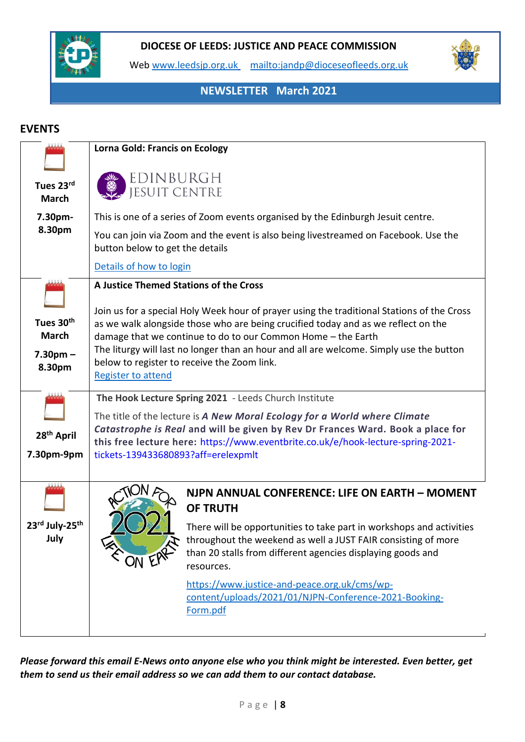**DIOCESE OF LEEDS: JUSTICE AND PEACE COMMISSION**

Web www.leedsjp.org.uk mailto:jandp@dioceseofleeds.org.uk

**NEWSLETTER March 2021**

## EVENTS

| | |
|---|---|
| **Tues 23rd March**<br>**7.30pm-8.30pm** | **Lorna Gold: Francis on Ecology**<br>EDINBURGH JESUIT CENTRE<br>This is one of a series of Zoom events organised by the Edinburgh Jesuit centre.<br>You can join via Zoom and the event is also being livestreamed on Facebook. Use the button below to get the details<br>Details of how to login |
| **Tues 30th March**<br>**7.30pm – 8.30pm** | **A Justice Themed Stations of the Cross**<br>Join us for a special Holy Week hour of prayer using the traditional Stations of the Cross as we walk alongside those who are being crucified today and as we reflect on the damage that we continue to do to our Common Home – the Earth<br>The liturgy will last no longer than an hour and all are welcome. Simply use the button below to register to receive the Zoom link.<br>Register to attend |
| **28th April**<br>**7.30pm-9pm** | **The Hook Lecture Spring 2021** - Leeds Church Institute<br>The title of the lecture is ***A New Moral Ecology for a World where Climate Catastrophe is Real*** **and will be given by Rev Dr Frances Ward. Book a place for this free lecture here:** https://www.eventbrite.co.uk/e/hook-lecture-spring-2021-tickets-139433680893?aff=erelexpmlt |
| **23rd July-25th July** | ACTION FOR 2021 LIFE ON EARTH<br>**NJPN ANNUAL CONFERENCE: LIFE ON EARTH – MOMENT OF TRUTH**<br>There will be opportunities to take part in workshops and activities throughout the weekend as well a JUST FAIR consisting of more than 20 stalls from different agencies displaying goods and resources.<br>https://www.justice-and-peace.org.uk/cms/wp-content/uploads/2021/01/NJPN-Conference-2021-Booking-Form.pdf |

***Please forward this email E-News onto anyone else who you think might be interested. Even better, get them to send us their email address so we can add them to our contact database.***